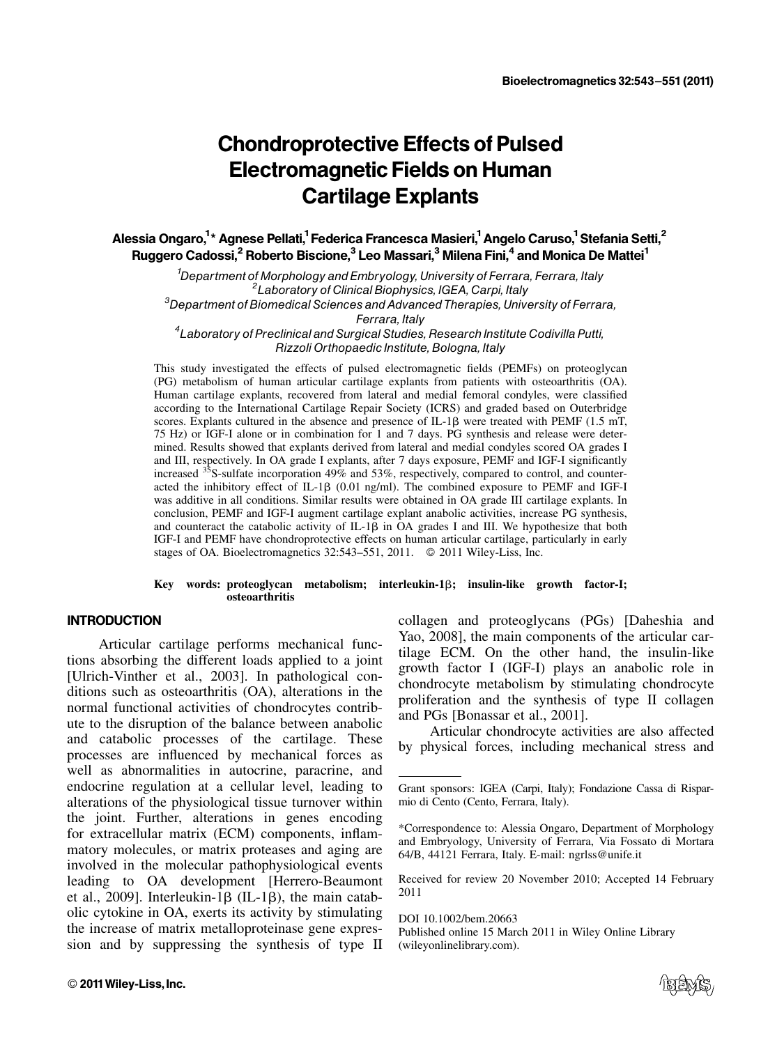# Chondroprotective Effects of Pulsed Electromagnetic Fields on Human Cartilage Explants

**Alessia Ongaro,[1]* Agnese Pellati,[1] Federica Francesca Masieri,[1] Angelo Caruso,[1] Stefania Setti,[2] Ruggero Cadossi,[2] Roberto Biscione,[3] Leo Massari,[3] Milena Fini,[4] and Monica De Mattei[1]**

[1]*Department of Morphology and Embryology, University of Ferrara, Ferrara, Italy*
[2]*Laboratory of Clinical Biophysics, IGEA, Carpi, Italy*
[3]*Department of Biomedical Sciences and Advanced Therapies, University of Ferrara, Ferrara, Italy*
[4]*Laboratory of Preclinical and Surgical Studies, Research Institute Codivilla Putti, Rizzoli Orthopaedic Institute, Bologna, Italy*

This study investigated the effects of pulsed electromagnetic fields (PEMFs) on proteoglycan (PG) metabolism of human articular cartilage explants from patients with osteoarthritis (OA). Human cartilage explants, recovered from lateral and medial femoral condyles, were classified according to the International Cartilage Repair Society (ICRS) and graded based on Outerbridge scores. Explants cultured in the absence and presence of IL-1β were treated with PEMF (1.5 mT, 75 Hz) or IGF-I alone or in combination for 1 and 7 days. PG synthesis and release were determined. Results showed that explants derived from lateral and medial condyles scored OA grades I and III, respectively. In OA grade I explants, after 7 days exposure, PEMF and IGF-I significantly increased $^{35}$S-sulfate incorporation 49% and 53%, respectively, compared to control, and counteracted the inhibitory effect of IL-1β (0.01 ng/ml). The combined exposure to PEMF and IGF-I was additive in all conditions. Similar results were obtained in OA grade III cartilage explants. In conclusion, PEMF and IGF-I augment cartilage explant anabolic activities, increase PG synthesis, and counteract the catabolic activity of IL-1β in OA grades I and III. We hypothesize that both IGF-I and PEMF have chondroprotective effects on human articular cartilage, particularly in early stages of OA. Bioelectromagnetics 32:543–551, 2011. © 2011 Wiley-Liss, Inc.

**Key words:** proteoglycan metabolism; interleukin-1β; insulin-like growth factor-I; osteoarthritis

## INTRODUCTION

Articular cartilage performs mechanical functions absorbing the different loads applied to a joint [Ulrich-Vinther et al., 2003]. In pathological conditions such as osteoarthritis (OA), alterations in the normal functional activities of chondrocytes contribute to the disruption of the balance between anabolic and catabolic processes of the cartilage. These processes are influenced by mechanical forces as well as abnormalities in autocrine, paracrine, and endocrine regulation at a cellular level, leading to alterations of the physiological tissue turnover within the joint. Further, alterations in genes encoding for extracellular matrix (ECM) components, inflammatory molecules, or matrix proteases and aging are involved in the molecular pathophysiological events leading to OA development [Herrero-Beaumont et al., 2009]. Interleukin-1β (IL-1β), the main catabolic cytokine in OA, exerts its activity by stimulating the increase of matrix metalloproteinase gene expression and by suppressing the synthesis of type II collagen and proteoglycans (PGs) [Daheshia and Yao, 2008], the main components of the articular cartilage ECM. On the other hand, the insulin-like growth factor I (IGF-I) plays an anabolic role in chondrocyte metabolism by stimulating chondrocyte proliferation and the synthesis of type II collagen and PGs [Bonassar et al., 2001].

Articular chondrocyte activities are also affected by physical forces, including mechanical stress and

---

Grant sponsors: IGEA (Carpi, Italy); Fondazione Cassa di Risparmio di Cento (Cento, Ferrara, Italy).

*Correspondence to: Alessia Ongaro, Department of Morphology and Embryology, University of Ferrara, Via Fossato di Mortara 64/B, 44121 Ferrara, Italy. E-mail: ngrlss@unife.it

Received for review 20 November 2010; Accepted 14 February 2011

DOI 10.1002/bem.20663
Published online 15 March 2011 in Wiley Online Library (wileyonlinelibrary.com).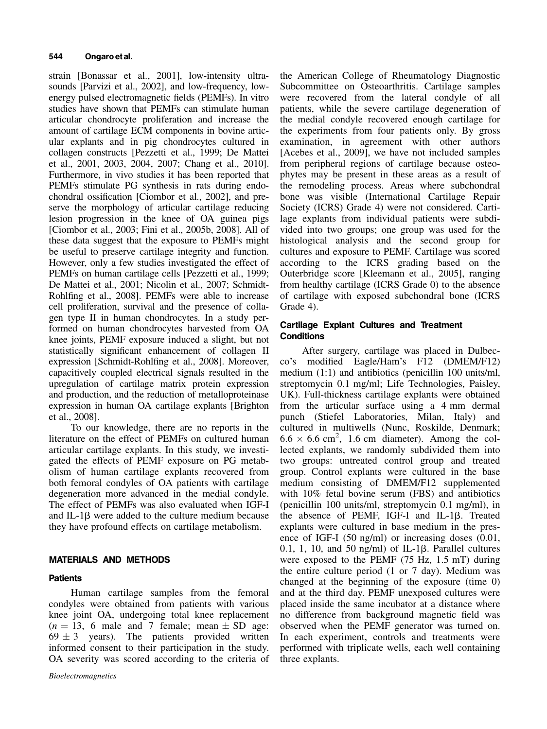strain [Bonassar et al., 2001], low-intensity ultrasounds [Parvizi et al., 2002], and low-frequency, low-energy pulsed electromagnetic fields (PEMFs). In vitro studies have shown that PEMFs can stimulate human articular chondrocyte proliferation and increase the amount of cartilage ECM components in bovine articular explants and in pig chondrocytes cultured in collagen constructs [Pezzetti et al., 1999; De Mattei et al., 2001, 2003, 2004, 2007; Chang et al., 2010]. Furthermore, in vivo studies it has been reported that PEMFs stimulate PG synthesis in rats during endochondral ossification [Ciombor et al., 2002], and preserve the morphology of articular cartilage reducing lesion progression in the knee of OA guinea pigs [Ciombor et al., 2003; Fini et al., 2005b, 2008]. All of these data suggest that the exposure to PEMFs might be useful to preserve cartilage integrity and function. However, only a few studies investigated the effect of PEMFs on human cartilage cells [Pezzetti et al., 1999; De Mattei et al., 2001; Nicolin et al., 2007; Schmidt-Rohlfing et al., 2008]. PEMFs were able to increase cell proliferation, survival and the presence of collagen type II in human chondrocytes. In a study performed on human chondrocytes harvested from OA knee joints, PEMF exposure induced a slight, but not statistically significant enhancement of collagen II expression [Schmidt-Rohlfing et al., 2008]. Moreover, capacitively coupled electrical signals resulted in the upregulation of cartilage matrix protein expression and production, and the reduction of metalloproteinase expression in human OA cartilage explants [Brighton et al., 2008].

To our knowledge, there are no reports in the literature on the effect of PEMFs on cultured human articular cartilage explants. In this study, we investigated the effects of PEMF exposure on PG metabolism of human cartilage explants recovered from both femoral condyles of OA patients with cartilage degeneration more advanced in the medial condyle. The effect of PEMFs was also evaluated when IGF-I and IL-1β were added to the culture medium because they have profound effects on cartilage metabolism.

## MATERIALS AND METHODS

### Patients

Human cartilage samples from the femoral condyles were obtained from patients with various knee joint OA, undergoing total knee replacement ($n = 13$, 6 male and 7 female; mean $\pm$ SD age: $69 \pm 3$ years). The patients provided written informed consent to their participation in the study. OA severity was scored according to the criteria of the American College of Rheumatology Diagnostic Subcommittee on Osteoarthritis. Cartilage samples were recovered from the lateral condyle of all patients, while the severe cartilage degeneration of the medial condyle recovered enough cartilage for the experiments from four patients only. By gross examination, in agreement with other authors [Acebes et al., 2009], we have not included samples from peripheral regions of cartilage because osteophytes may be present in these areas as a result of the remodeling process. Areas where subchondral bone was visible (International Cartilage Repair Society (ICRS) Grade 4) were not considered. Cartilage explants from individual patients were subdivided into two groups; one group was used for the histological analysis and the second group for cultures and exposure to PEMF. Cartilage was scored according to the ICRS grading based on the Outerbridge score [Kleemann et al., 2005], ranging from healthy cartilage (ICRS Grade 0) to the absence of cartilage with exposed subchondral bone (ICRS Grade 4).

### Cartilage Explant Cultures and Treatment Conditions

After surgery, cartilage was placed in Dulbecco's modified Eagle/Ham's F12 (DMEM/F12) medium (1:1) and antibiotics (penicillin 100 units/ml, streptomycin 0.1 mg/ml; Life Technologies, Paisley, UK). Full-thickness cartilage explants were obtained from the articular surface using a 4 mm dermal punch (Stiefel Laboratories, Milan, Italy) and cultured in multiwells (Nunc, Roskilde, Denmark; $6.6 \times 6.6$ cm$^2$, 1.6 cm diameter). Among the collected explants, we randomly subdivided them into two groups: untreated control group and treated group. Control explants were cultured in the base medium consisting of DMEM/F12 supplemented with 10% fetal bovine serum (FBS) and antibiotics (penicillin 100 units/ml, streptomycin 0.1 mg/ml), in the absence of PEMF, IGF-I and IL-1β. Treated explants were cultured in base medium in the presence of IGF-I (50 ng/ml) or increasing doses (0.01, 0.1, 1, 10, and 50 ng/ml) of IL-1β. Parallel cultures were exposed to the PEMF (75 Hz, 1.5 mT) during the entire culture period (1 or 7 day). Medium was changed at the beginning of the exposure (time 0) and at the third day. PEMF unexposed cultures were placed inside the same incubator at a distance where no difference from background magnetic field was observed when the PEMF generator was turned on. In each experiment, controls and treatments were performed with triplicate wells, each well containing three explants.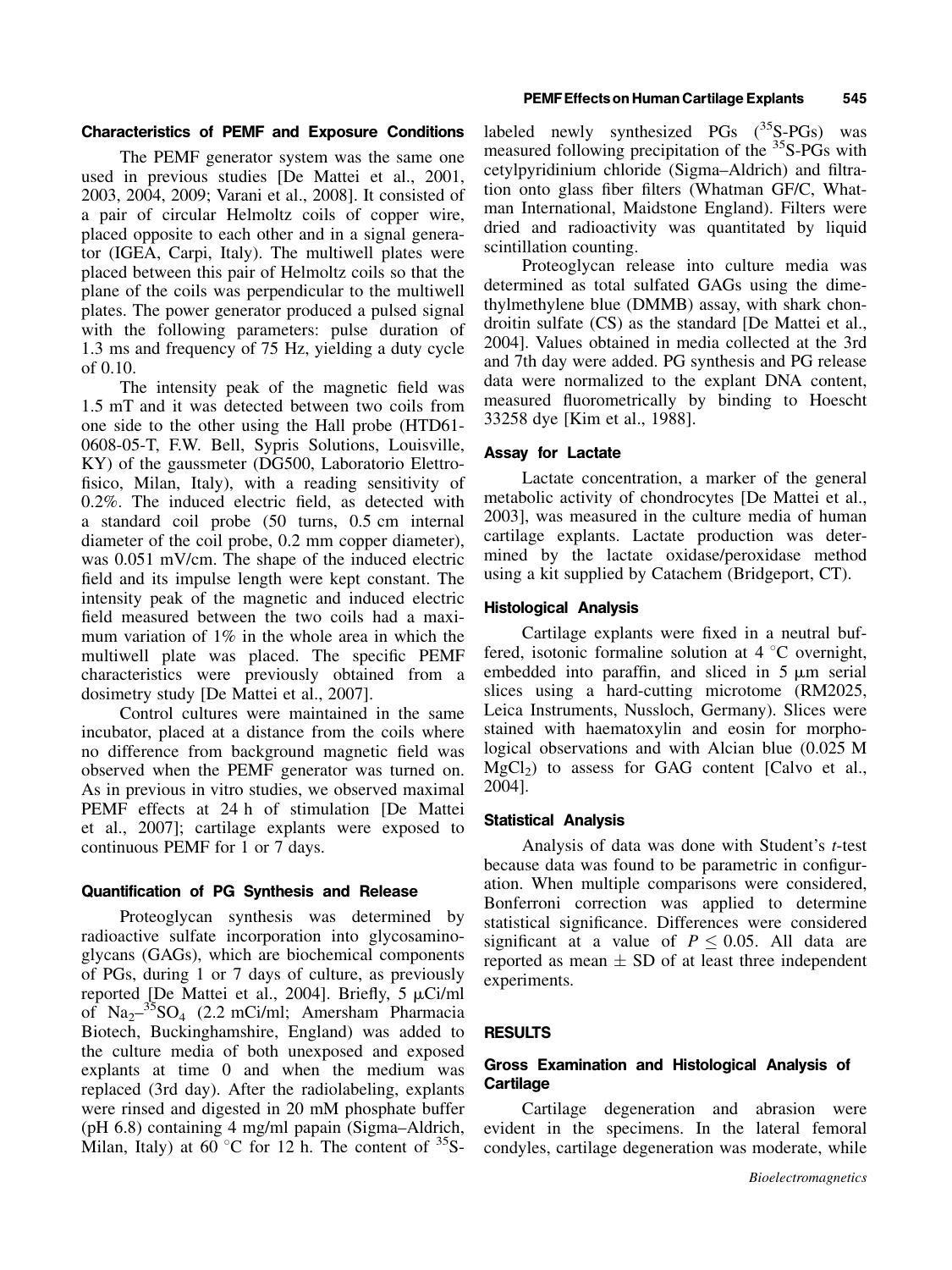### Characteristics of PEMF and Exposure Conditions

The PEMF generator system was the same one used in previous studies [De Mattei et al., 2001, 2003, 2004, 2009; Varani et al., 2008]. It consisted of a pair of circular Helmoltz coils of copper wire, placed opposite to each other and in a signal generator (IGEA, Carpi, Italy). The multiwell plates were placed between this pair of Helmoltz coils so that the plane of the coils was perpendicular to the multiwell plates. The power generator produced a pulsed signal with the following parameters: pulse duration of 1.3 ms and frequency of 75 Hz, yielding a duty cycle of 0.10.

The intensity peak of the magnetic field was 1.5 mT and it was detected between two coils from one side to the other using the Hall probe (HTD61-0608-05-T, F.W. Bell, Sypris Solutions, Louisville, KY) of the gaussmeter (DG500, Laboratorio Elettrofisico, Milan, Italy), with a reading sensitivity of 0.2%. The induced electric field, as detected with a standard coil probe (50 turns, 0.5 cm internal diameter of the coil probe, 0.2 mm copper diameter), was 0.051 mV/cm. The shape of the induced electric field and its impulse length were kept constant. The intensity peak of the magnetic and induced electric field measured between the two coils had a maximum variation of 1% in the whole area in which the multiwell plate was placed. The specific PEMF characteristics were previously obtained from a dosimetry study [De Mattei et al., 2007].

Control cultures were maintained in the same incubator, placed at a distance from the coils where no difference from background magnetic field was observed when the PEMF generator was turned on. As in previous in vitro studies, we observed maximal PEMF effects at 24 h of stimulation [De Mattei et al., 2007]; cartilage explants were exposed to continuous PEMF for 1 or 7 days.

### Quantification of PG Synthesis and Release

Proteoglycan synthesis was determined by radioactive sulfate incorporation into glycosaminoglycans (GAGs), which are biochemical components of PGs, during 1 or 7 days of culture, as previously reported [De Mattei et al., 2004]. Briefly, 5 μCi/ml of $Na_2$–$^{35}SO_4$ (2.2 mCi/ml; Amersham Pharmacia Biotech, Buckinghamshire, England) was added to the culture media of both unexposed and exposed explants at time 0 and when the medium was replaced (3rd day). After the radiolabeling, explants were rinsed and digested in 20 mM phosphate buffer (pH 6.8) containing 4 mg/ml papain (Sigma–Aldrich, Milan, Italy) at 60 °C for 12 h. The content of $^{35}$S-labeled newly synthesized PGs ($^{35}$S-PGs) was measured following precipitation of the $^{35}$S-PGs with cetylpyridinium chloride (Sigma–Aldrich) and filtration onto glass fiber filters (Whatman GF/C, Whatman International, Maidstone England). Filters were dried and radioactivity was quantitated by liquid scintillation counting.

Proteoglycan release into culture media was determined as total sulfated GAGs using the dimethylmethylene blue (DMMB) assay, with shark chondroitin sulfate (CS) as the standard [De Mattei et al., 2004]. Values obtained in media collected at the 3rd and 7th day were added. PG synthesis and PG release data were normalized to the explant DNA content, measured fluorometrically by binding to Hoescht 33258 dye [Kim et al., 1988].

### Assay for Lactate

Lactate concentration, a marker of the general metabolic activity of chondrocytes [De Mattei et al., 2003], was measured in the culture media of human cartilage explants. Lactate production was determined by the lactate oxidase/peroxidase method using a kit supplied by Catachem (Bridgeport, CT).

### Histological Analysis

Cartilage explants were fixed in a neutral buffered, isotonic formaline solution at 4 °C overnight, embedded into paraffin, and sliced in 5 μm serial slices using a hard-cutting microtome (RM2025, Leica Instruments, Nussloch, Germany). Slices were stained with haematoxylin and eosin for morphological observations and with Alcian blue (0.025 M $MgCl_2$) to assess for GAG content [Calvo et al., 2004].

### Statistical Analysis

Analysis of data was done with Student's *t*-test because data was found to be parametric in configuration. When multiple comparisons were considered, Bonferroni correction was applied to determine statistical significance. Differences were considered significant at a value of $P \leq 0.05$. All data are reported as mean ± SD of at least three independent experiments.

## RESULTS

### Gross Examination and Histological Analysis of Cartilage

Cartilage degeneration and abrasion were evident in the specimens. In the lateral femoral condyles, cartilage degeneration was moderate, while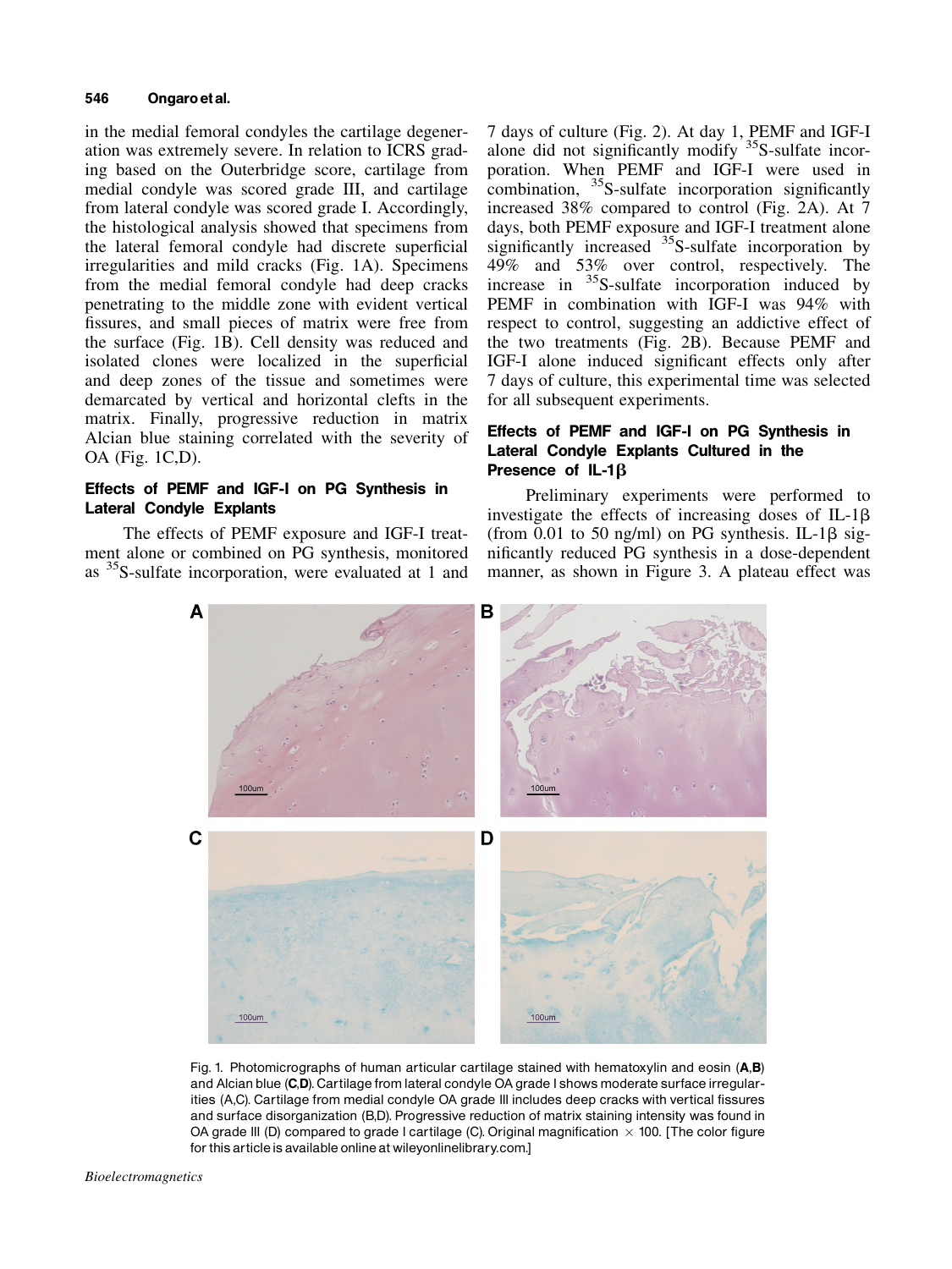in the medial femoral condyles the cartilage degeneration was extremely severe. In relation to ICRS grading based on the Outerbridge score, cartilage from medial condyle was scored grade III, and cartilage from lateral condyle was scored grade I. Accordingly, the histological analysis showed that specimens from the lateral femoral condyle had discrete superficial irregularities and mild cracks (Fig. 1A). Specimens from the medial femoral condyle had deep cracks penetrating to the middle zone with evident vertical fissures, and small pieces of matrix were free from the surface (Fig. 1B). Cell density was reduced and isolated clones were localized in the superficial and deep zones of the tissue and sometimes were demarcated by vertical and horizontal clefts in the matrix. Finally, progressive reduction in matrix Alcian blue staining correlated with the severity of OA (Fig. 1C,D).

### Effects of PEMF and IGF-I on PG Synthesis in Lateral Condyle Explants

The effects of PEMF exposure and IGF-I treatment alone or combined on PG synthesis, monitored as $^{35}$S-sulfate incorporation, were evaluated at 1 and 7 days of culture (Fig. 2). At day 1, PEMF and IGF-I alone did not significantly modify $^{35}$S-sulfate incorporation. When PEMF and IGF-I were used in combination, $^{35}$S-sulfate incorporation significantly increased 38% compared to control (Fig. 2A). At 7 days, both PEMF exposure and IGF-I treatment alone significantly increased $^{35}$S-sulfate incorporation by 49% and 53% over control, respectively. The increase in $^{35}$S-sulfate incorporation induced by PEMF in combination with IGF-I was 94% with respect to control, suggesting an addictive effect of the two treatments (Fig. 2B). Because PEMF and IGF-I alone induced significant effects only after 7 days of culture, this experimental time was selected for all subsequent experiments.

### Effects of PEMF and IGF-I on PG Synthesis in Lateral Condyle Explants Cultured in the Presence of IL-1β

Preliminary experiments were performed to investigate the effects of increasing doses of IL-1β (from 0.01 to 50 ng/ml) on PG synthesis. IL-1β significantly reduced PG synthesis in a dose-dependent manner, as shown in Figure 3. A plateau effect was

Fig. 1. Photomicrographs of human articular cartilage stained with hematoxylin and eosin (**A**,**B**) and Alcian blue (**C**,**D**). Cartilage from lateral condyle OA grade I shows moderate surface irregularities (A,C). Cartilage from medial condyle OA grade III includes deep cracks with vertical fissures and surface disorganization (B,D). Progressive reduction of matrix staining intensity was found in OA grade III (D) compared to grade I cartilage (C). Original magnification × 100. [The color figure for this article is available online at wileyonlinelibrary.com.]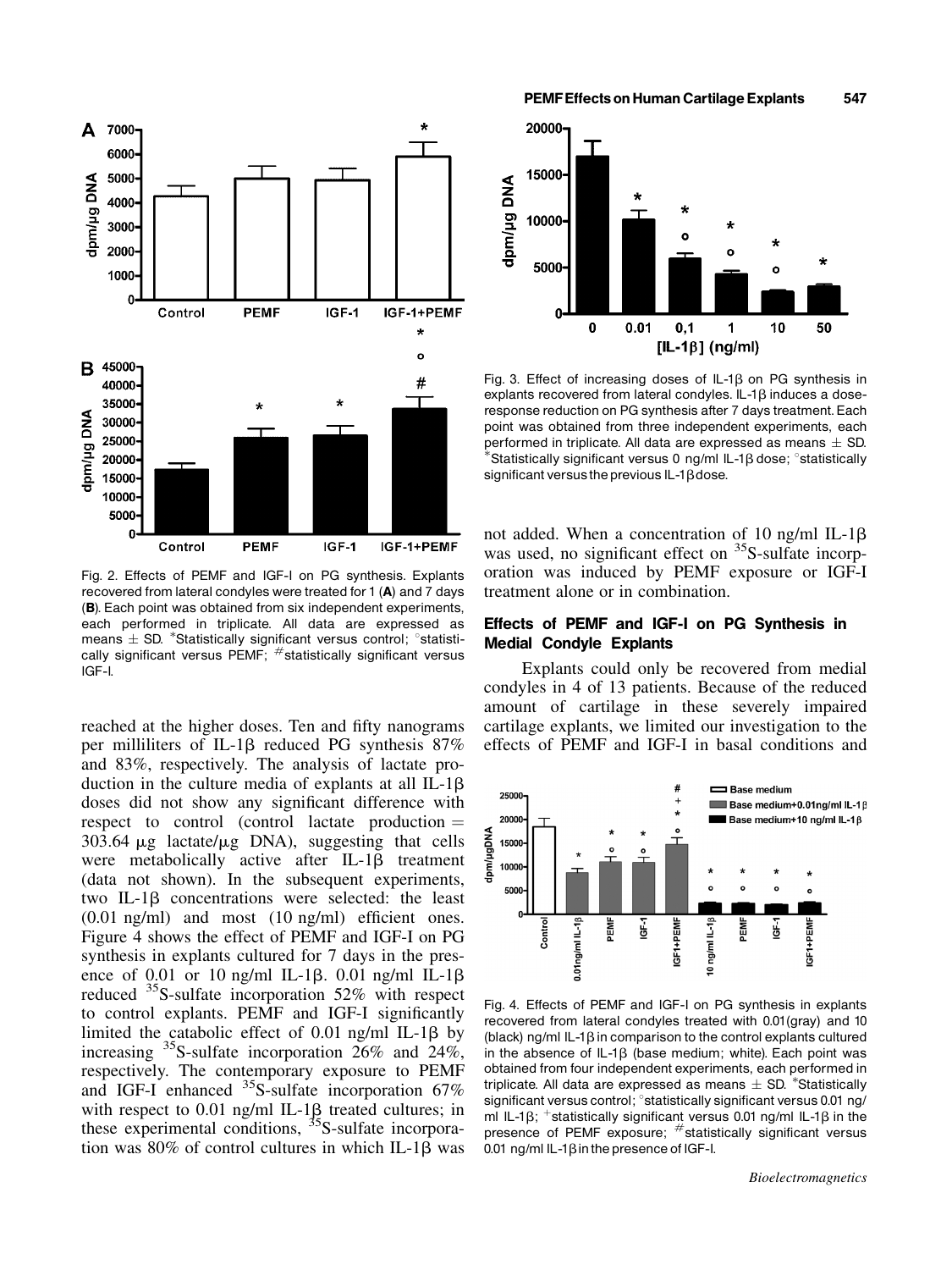Fig. 2. Effects of PEMF and IGF-I on PG synthesis. Explants recovered from lateral condyles were treated for 1 (**A**) and 7 days (**B**). Each point was obtained from six independent experiments, each performed in triplicate. All data are expressed as means ± SD. *Statistically significant versus control; °statistically significant versus PEMF; #statistically significant versus IGF-I.

reached at the higher doses. Ten and fifty nanograms per milliliters of IL-1β reduced PG synthesis 87% and 83%, respectively. The analysis of lactate production in the culture media of explants at all IL-1β doses did not show any significant difference with respect to control (control lactate production = 303.64 μg lactate/μg DNA), suggesting that cells were metabolically active after IL-1β treatment (data not shown). In the subsequent experiments, two IL-1β concentrations were selected: the least (0.01 ng/ml) and most (10 ng/ml) efficient ones. Figure 4 shows the effect of PEMF and IGF-I on PG synthesis in explants cultured for 7 days in the presence of 0.01 or 10 ng/ml IL-1β. 0.01 ng/ml IL-1β reduced $^{35}$S-sulfate incorporation 52% with respect to control explants. PEMF and IGF-I significantly limited the catabolic effect of 0.01 ng/ml IL-1β by increasing $^{35}$S-sulfate incorporation 26% and 24%, respectively. The contemporary exposure to PEMF and IGF-I enhanced $^{35}$S-sulfate incorporation 67% with respect to 0.01 ng/ml IL-1β treated cultures; in these experimental conditions, $^{35}$S-sulfate incorporation was 80% of control cultures in which IL-1β was not added. When a concentration of 10 ng/ml IL-1β was used, no significant effect on $^{35}$S-sulfate incorporation was induced by PEMF exposure or IGF-I treatment alone or in combination.

Fig. 3. Effect of increasing doses of IL-1β on PG synthesis in explants recovered from lateral condyles. IL-1β induces a dose-response reduction on PG synthesis after 7 days treatment. Each point was obtained from three independent experiments, each performed in triplicate. All data are expressed as means ± SD. *Statistically significant versus 0 ng/ml IL-1β dose; °statistically significant versus the previous IL-1β dose.

### Effects of PEMF and IGF-I on PG Synthesis in Medial Condyle Explants

Explants could only be recovered from medial condyles in 4 of 13 patients. Because of the reduced amount of cartilage in these severely impaired cartilage explants, we limited our investigation to the effects of PEMF and IGF-I in basal conditions and

Fig. 4. Effects of PEMF and IGF-I on PG synthesis in explants recovered from lateral condyles treated with 0.01(gray) and 10 (black) ng/ml IL-1β in comparison to the control explants cultured in the absence of IL-1β (base medium; white). Each point was obtained from four independent experiments, each performed in triplicate. All data are expressed as means ± SD. *Statistically significant versus control; °statistically significant versus 0.01 ng/ml IL-1β; +statistically significant versus 0.01 ng/ml IL-1β in the presence of PEMF exposure; #statistically significant versus 0.01 ng/ml IL-1β in the presence of IGF-I.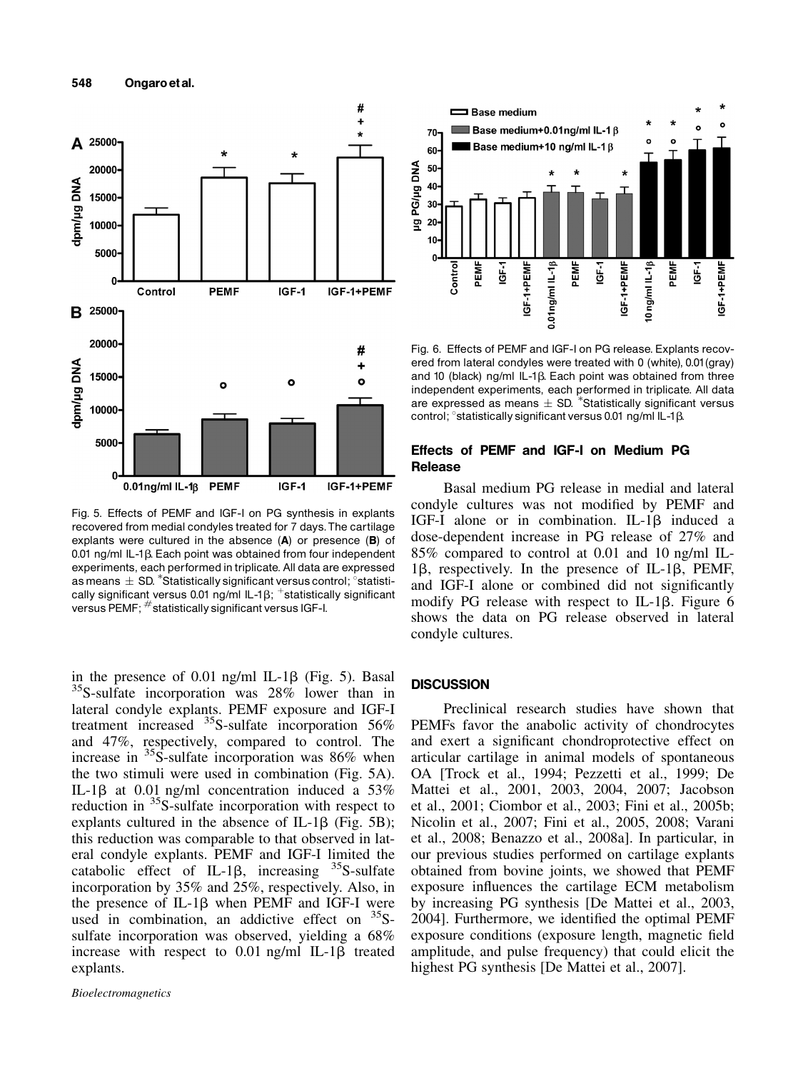Fig. 5. Effects of PEMF and IGF-I on PG synthesis in explants recovered from medial condyles treated for 7 days. The cartilage explants were cultured in the absence (**A**) or presence (**B**) of 0.01 ng/ml IL-1β. Each point was obtained from four independent experiments, each performed in triplicate. All data are expressed as means ± SD. *Statistically significant versus control; °statistically significant versus 0.01 ng/ml IL-1β; +statistically significant versus PEMF; #statistically significant versus IGF-I.

in the presence of 0.01 ng/ml IL-1β (Fig. 5). Basal $^{35}$S-sulfate incorporation was 28% lower than in lateral condyle explants. PEMF exposure and IGF-I treatment increased $^{35}$S-sulfate incorporation 56% and 47%, respectively, compared to control. The increase in $^{35}$S-sulfate incorporation was 86% when the two stimuli were used in combination (Fig. 5A). IL-1β at 0.01 ng/ml concentration induced a 53% reduction in $^{35}$S-sulfate incorporation with respect to explants cultured in the absence of IL-1β (Fig. 5B); this reduction was comparable to that observed in lateral condyle explants. PEMF and IGF-I limited the catabolic effect of IL-1β, increasing $^{35}$S-sulfate incorporation by 35% and 25%, respectively. Also, in the presence of IL-1β when PEMF and IGF-I were used in combination, an addictive effect on $^{35}$S-sulfate incorporation was observed, yielding a 68% increase with respect to 0.01 ng/ml IL-1β treated explants.

Fig. 6. Effects of PEMF and IGF-I on PG release. Explants recovered from lateral condyles were treated with 0 (white), 0.01 (gray) and 10 (black) ng/ml IL-1β. Each point was obtained from three independent experiments, each performed in triplicate. All data are expressed as means ± SD. *Statistically significant versus control; °statistically significant versus 0.01 ng/ml IL-1β.

### Effects of PEMF and IGF-I on Medium PG Release

Basal medium PG release in medial and lateral condyle cultures was not modified by PEMF and IGF-I alone or in combination. IL-1β induced a dose-dependent increase in PG release of 27% and 85% compared to control at 0.01 and 10 ng/ml IL-1β, respectively. In the presence of IL-1β, PEMF, and IGF-I alone or combined did not significantly modify PG release with respect to IL-1β. Figure 6 shows the data on PG release observed in lateral condyle cultures.

## DISCUSSION

Preclinical research studies have shown that PEMFs favor the anabolic activity of chondrocytes and exert a significant chondroprotective effect on articular cartilage in animal models of spontaneous OA [Trock et al., 1994; Pezzetti et al., 1999; De Mattei et al., 2001, 2003, 2004, 2007; Jacobson et al., 2001; Ciombor et al., 2003; Fini et al., 2005b; Nicolin et al., 2007; Fini et al., 2005, 2008; Varani et al., 2008; Benazzo et al., 2008a]. In particular, in our previous studies performed on cartilage explants obtained from bovine joints, we showed that PEMF exposure influences the cartilage ECM metabolism by increasing PG synthesis [De Mattei et al., 2003, 2004]. Furthermore, we identified the optimal PEMF exposure conditions (exposure length, magnetic field amplitude, and pulse frequency) that could elicit the highest PG synthesis [De Mattei et al., 2007].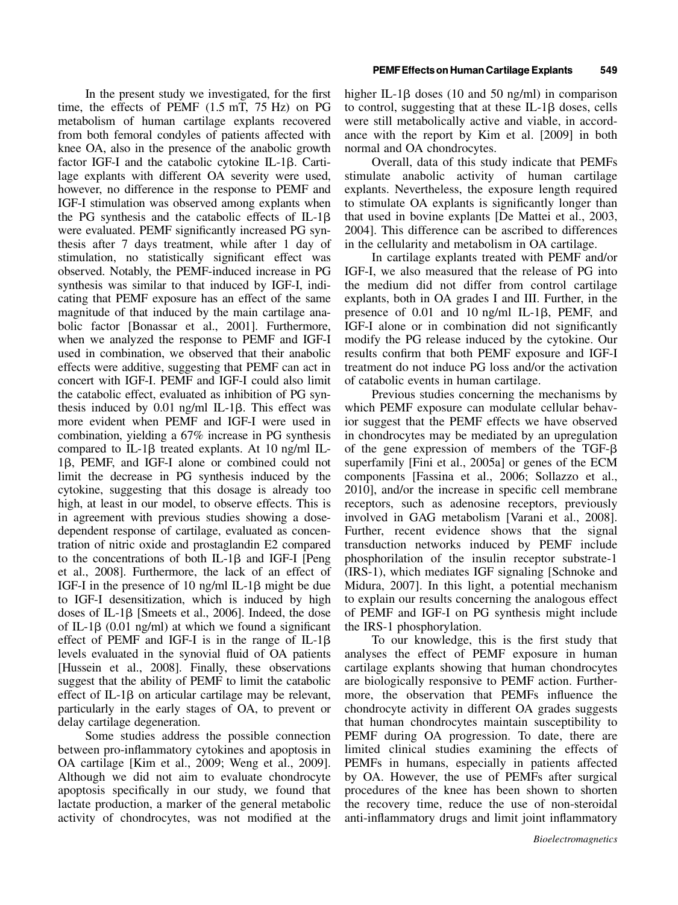In the present study we investigated, for the first time, the effects of PEMF (1.5 mT, 75 Hz) on PG metabolism of human cartilage explants recovered from both femoral condyles of patients affected with knee OA, also in the presence of the anabolic growth factor IGF-I and the catabolic cytokine IL-1β. Cartilage explants with different OA severity were used, however, no difference in the response to PEMF and IGF-I stimulation was observed among explants when the PG synthesis and the catabolic effects of IL-1β were evaluated. PEMF significantly increased PG synthesis after 7 days treatment, while after 1 day of stimulation, no statistically significant effect was observed. Notably, the PEMF-induced increase in PG synthesis was similar to that induced by IGF-I, indicating that PEMF exposure has an effect of the same magnitude of that induced by the main cartilage anabolic factor [Bonassar et al., 2001]. Furthermore, when we analyzed the response to PEMF and IGF-I used in combination, we observed that their anabolic effects were additive, suggesting that PEMF can act in concert with IGF-I. PEMF and IGF-I could also limit the catabolic effect, evaluated as inhibition of PG synthesis induced by 0.01 ng/ml IL-1β. This effect was more evident when PEMF and IGF-I were used in combination, yielding a 67% increase in PG synthesis compared to IL-1β treated explants. At 10 ng/ml IL-1β, PEMF, and IGF-I alone or combined could not limit the decrease in PG synthesis induced by the cytokine, suggesting that this dosage is already too high, at least in our model, to observe effects. This is in agreement with previous studies showing a dose-dependent response of cartilage, evaluated as concentration of nitric oxide and prostaglandin E2 compared to the concentrations of both IL-1β and IGF-I [Peng et al., 2008]. Furthermore, the lack of an effect of IGF-I in the presence of 10 ng/ml IL-1β might be due to IGF-I desensitization, which is induced by high doses of IL-1β [Smeets et al., 2006]. Indeed, the dose of IL-1β (0.01 ng/ml) at which we found a significant effect of PEMF and IGF-I is in the range of IL-1β levels evaluated in the synovial fluid of OA patients [Hussein et al., 2008]. Finally, these observations suggest that the ability of PEMF to limit the catabolic effect of IL-1β on articular cartilage may be relevant, particularly in the early stages of OA, to prevent or delay cartilage degeneration.

Some studies address the possible connection between pro-inflammatory cytokines and apoptosis in OA cartilage [Kim et al., 2009; Weng et al., 2009]. Although we did not aim to evaluate chondrocyte apoptosis specifically in our study, we found that lactate production, a marker of the general metabolic activity of chondrocytes, was not modified at the higher IL-1β doses (10 and 50 ng/ml) in comparison to control, suggesting that at these IL-1β doses, cells were still metabolically active and viable, in accordance with the report by Kim et al. [2009] in both normal and OA chondrocytes.

Overall, data of this study indicate that PEMFs stimulate anabolic activity of human cartilage explants. Nevertheless, the exposure length required to stimulate OA explants is significantly longer than that used in bovine explants [De Mattei et al., 2003, 2004]. This difference can be ascribed to differences in the cellularity and metabolism in OA cartilage.

In cartilage explants treated with PEMF and/or IGF-I, we also measured that the release of PG into the medium did not differ from control cartilage explants, both in OA grades I and III. Further, in the presence of 0.01 and 10 ng/ml IL-1β, PEMF, and IGF-I alone or in combination did not significantly modify the PG release induced by the cytokine. Our results confirm that both PEMF exposure and IGF-I treatment do not induce PG loss and/or the activation of catabolic events in human cartilage.

Previous studies concerning the mechanisms by which PEMF exposure can modulate cellular behavior suggest that the PEMF effects we have observed in chondrocytes may be mediated by an upregulation of the gene expression of members of the TGF-β superfamily [Fini et al., 2005a] or genes of the ECM components [Fassina et al., 2006; Sollazzo et al., 2010], and/or the increase in specific cell membrane receptors, such as adenosine receptors, previously involved in GAG metabolism [Varani et al., 2008]. Further, recent evidence shows that the signal transduction networks induced by PEMF include phosphorilation of the insulin receptor substrate-1 (IRS-1), which mediates IGF signaling [Schnoke and Midura, 2007]. In this light, a potential mechanism to explain our results concerning the analogous effect of PEMF and IGF-I on PG synthesis might include the IRS-1 phosphorylation.

To our knowledge, this is the first study that analyses the effect of PEMF exposure in human cartilage explants showing that human chondrocytes are biologically responsive to PEMF action. Furthermore, the observation that PEMFs influence the chondrocyte activity in different OA grades suggests that human chondrocytes maintain susceptibility to PEMF during OA progression. To date, there are limited clinical studies examining the effects of PEMFs in humans, especially in patients affected by OA. However, the use of PEMFs after surgical procedures of the knee has been shown to shorten the recovery time, reduce the use of non-steroidal anti-inflammatory drugs and limit joint inflammatory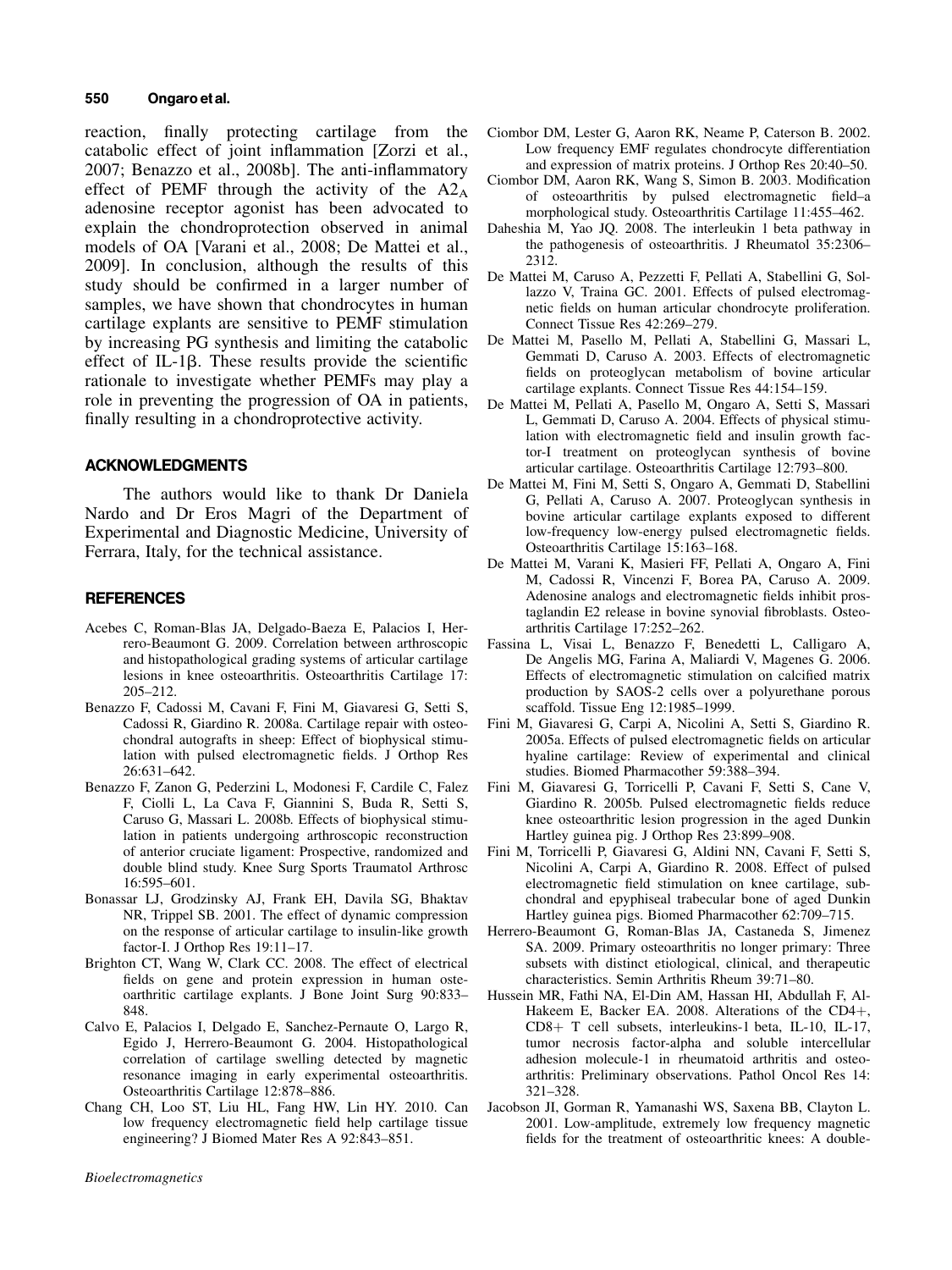reaction, finally protecting cartilage from the catabolic effect of joint inflammation [Zorzi et al., 2007; Benazzo et al., 2008b]. The anti-inflammatory effect of PEMF through the activity of the $A2_A$ adenosine receptor agonist has been advocated to explain the chondroprotection observed in animal models of OA [Varani et al., 2008; De Mattei et al., 2009]. In conclusion, although the results of this study should be confirmed in a larger number of samples, we have shown that chondrocytes in human cartilage explants are sensitive to PEMF stimulation by increasing PG synthesis and limiting the catabolic effect of IL-1β. These results provide the scientific rationale to investigate whether PEMFs may play a role in preventing the progression of OA in patients, finally resulting in a chondroprotective activity.

## ACKNOWLEDGMENTS

The authors would like to thank Dr Daniela Nardo and Dr Eros Magri of the Department of Experimental and Diagnostic Medicine, University of Ferrara, Italy, for the technical assistance.

## REFERENCES

Acebes C, Roman-Blas JA, Delgado-Baeza E, Palacios I, Herrero-Beaumont G. 2009. Correlation between arthroscopic and histopathological grading systems of articular cartilage lesions in knee osteoarthritis. Osteoarthritis Cartilage 17: 205–212.

Benazzo F, Cadossi M, Cavani F, Fini M, Giavaresi G, Setti S, Cadossi R, Giardino R. 2008a. Cartilage repair with osteochondral autografts in sheep: Effect of biophysical stimulation with pulsed electromagnetic fields. J Orthop Res 26:631–642.

Benazzo F, Zanon G, Pederzini L, Modonesi F, Cardile C, Falez F, Ciolli L, La Cava F, Giannini S, Buda R, Setti S, Caruso G, Massari L. 2008b. Effects of biophysical stimulation in patients undergoing arthroscopic reconstruction of anterior cruciate ligament: Prospective, randomized and double blind study. Knee Surg Sports Traumatol Arthrosc 16:595–601.

Bonassar LJ, Grodzinsky AJ, Frank EH, Davila SG, Bhaktav NR, Trippel SB. 2001. The effect of dynamic compression on the response of articular cartilage to insulin-like growth factor-I. J Orthop Res 19:11–17.

Brighton CT, Wang W, Clark CC. 2008. The effect of electrical fields on gene and protein expression in human osteoarthritic cartilage explants. J Bone Joint Surg 90:833–848.

Calvo E, Palacios I, Delgado E, Sanchez-Pernaute O, Largo R, Egido J, Herrero-Beaumont G. 2004. Histopathological correlation of cartilage swelling detected by magnetic resonance imaging in early experimental osteoarthritis. Osteoarthritis Cartilage 12:878–886.

Chang CH, Loo ST, Liu HL, Fang HW, Lin HY. 2010. Can low frequency electromagnetic field help cartilage tissue engineering? J Biomed Mater Res A 92:843–851.

Ciombor DM, Lester G, Aaron RK, Neame P, Caterson B. 2002. Low frequency EMF regulates chondrocyte differentiation and expression of matrix proteins. J Orthop Res 20:40–50.

Ciombor DM, Aaron RK, Wang S, Simon B. 2003. Modification of osteoarthritis by pulsed electromagnetic field–a morphological study. Osteoarthritis Cartilage 11:455–462.

Daheshia M, Yao JQ. 2008. The interleukin 1 beta pathway in the pathogenesis of osteoarthritis. J Rheumatol 35:2306–2312.

De Mattei M, Caruso A, Pezzetti F, Pellati A, Stabellini G, Sollazzo V, Traina GC. 2001. Effects of pulsed electromagnetic fields on human articular chondrocyte proliferation. Connect Tissue Res 42:269–279.

De Mattei M, Pasello M, Pellati A, Stabellini G, Massari L, Gemmati D, Caruso A. 2003. Effects of electromagnetic fields on proteoglycan metabolism of bovine articular cartilage explants. Connect Tissue Res 44:154–159.

De Mattei M, Pellati A, Pasello M, Ongaro A, Setti S, Massari L, Gemmati D, Caruso A. 2004. Effects of physical stimulation with electromagnetic field and insulin growth factor-I treatment on proteoglycan synthesis of bovine articular cartilage. Osteoarthritis Cartilage 12:793–800.

De Mattei M, Fini M, Setti S, Ongaro A, Gemmati D, Stabellini G, Pellati A, Caruso A. 2007. Proteoglycan synthesis in bovine articular cartilage explants exposed to different low-frequency low-energy pulsed electromagnetic fields. Osteoarthritis Cartilage 15:163–168.

De Mattei M, Varani K, Masieri FF, Pellati A, Ongaro A, Fini M, Cadossi R, Vincenzi F, Borea PA, Caruso A. 2009. Adenosine analogs and electromagnetic fields inhibit prostaglandin E2 release in bovine synovial fibroblasts. Osteoarthritis Cartilage 17:252–262.

Fassina L, Visai L, Benazzo F, Benedetti L, Calligaro A, De Angelis MG, Farina A, Maliardi V, Magenes G. 2006. Effects of electromagnetic stimulation on calcified matrix production by SAOS-2 cells over a polyurethane porous scaffold. Tissue Eng 12:1985–1999.

Fini M, Giavaresi G, Carpi A, Nicolini A, Setti S, Giardino R. 2005a. Effects of pulsed electromagnetic fields on articular hyaline cartilage: Review of experimental and clinical studies. Biomed Pharmacother 59:388–394.

Fini M, Giavaresi G, Torricelli P, Cavani F, Setti S, Cane V, Giardino R. 2005b. Pulsed electromagnetic fields reduce knee osteoarthritic lesion progression in the aged Dunkin Hartley guinea pig. J Orthop Res 23:899–908.

Fini M, Torricelli P, Giavaresi G, Aldini NN, Cavani F, Setti S, Nicolini A, Carpi A, Giardino R. 2008. Effect of pulsed electromagnetic field stimulation on knee cartilage, subchondral and epyphiseal trabecular bone of aged Dunkin Hartley guinea pigs. Biomed Pharmacother 62:709–715.

Herrero-Beaumont G, Roman-Blas JA, Castaneda S, Jimenez SA. 2009. Primary osteoarthritis no longer primary: Three subsets with distinct etiological, clinical, and therapeutic characteristics. Semin Arthritis Rheum 39:71–80.

Hussein MR, Fathi NA, El-Din AM, Hassan HI, Abdullah F, Al-Hakeem E, Backer EA. 2008. Alterations of the CD4+, CD8+ T cell subsets, interleukins-1 beta, IL-10, IL-17, tumor necrosis factor-alpha and soluble intercellular adhesion molecule-1 in rheumatoid arthritis and osteoarthritis: Preliminary observations. Pathol Oncol Res 14: 321–328.

Jacobson JI, Gorman R, Yamanashi WS, Saxena BB, Clayton L. 2001. Low-amplitude, extremely low frequency magnetic fields for the treatment of osteoarthritic knees: A double-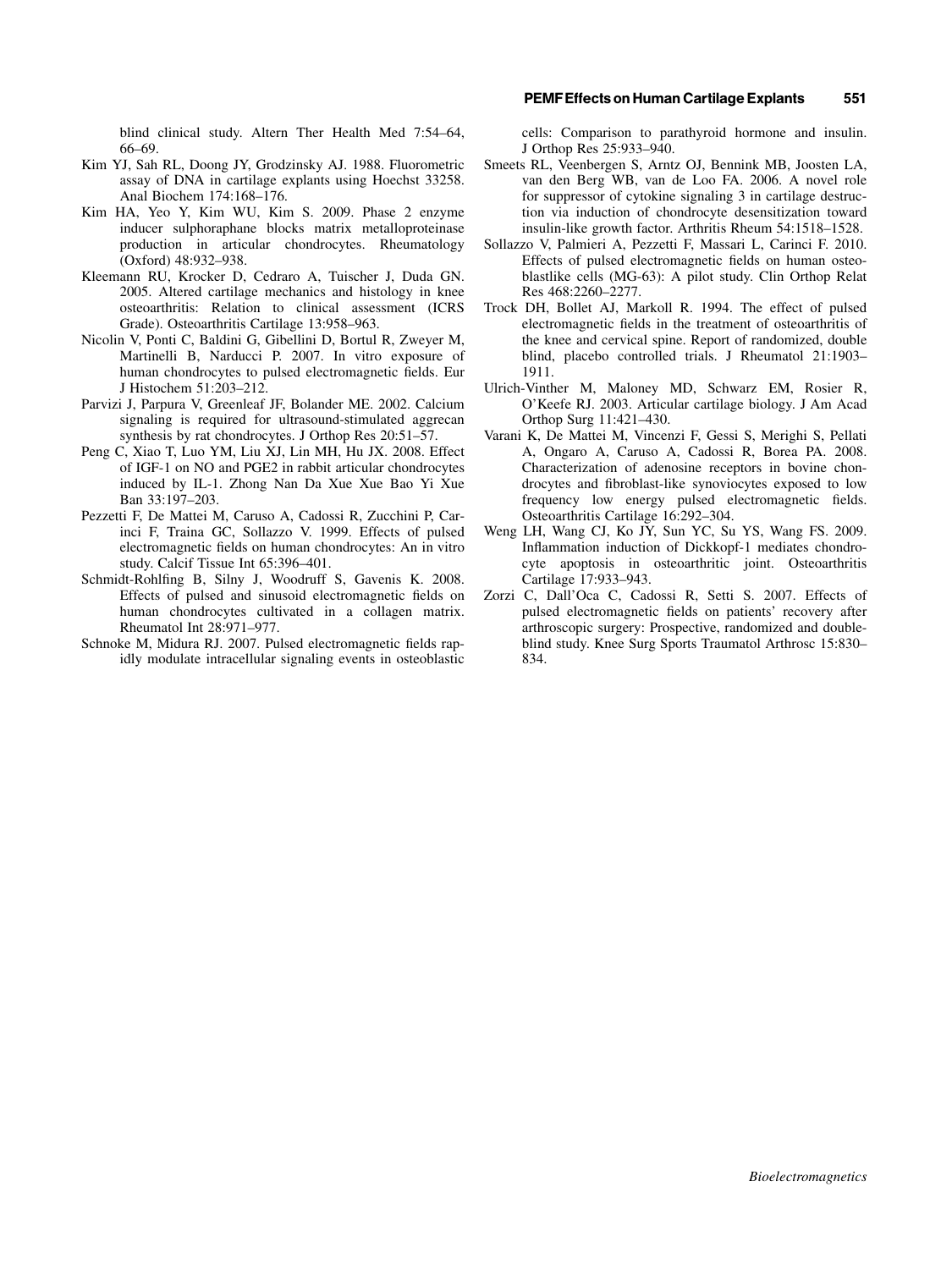blind clinical study. Altern Ther Health Med 7:54–64, 66–69.

Kim YJ, Sah RL, Doong JY, Grodzinsky AJ. 1988. Fluorometric assay of DNA in cartilage explants using Hoechst 33258. Anal Biochem 174:168–176.

Kim HA, Yeo Y, Kim WU, Kim S. 2009. Phase 2 enzyme inducer sulphoraphane blocks matrix metalloproteinase production in articular chondrocytes. Rheumatology (Oxford) 48:932–938.

Kleemann RU, Krocker D, Cedraro A, Tuischer J, Duda GN. 2005. Altered cartilage mechanics and histology in knee osteoarthritis: Relation to clinical assessment (ICRS Grade). Osteoarthritis Cartilage 13:958–963.

Nicolin V, Ponti C, Baldini G, Gibellini D, Bortul R, Zweyer M, Martinelli B, Narducci P. 2007. In vitro exposure of human chondrocytes to pulsed electromagnetic fields. Eur J Histochem 51:203–212.

Parvizi J, Parpura V, Greenleaf JF, Bolander ME. 2002. Calcium signaling is required for ultrasound-stimulated aggrecan synthesis by rat chondrocytes. J Orthop Res 20:51–57.

Peng C, Xiao T, Luo YM, Liu XJ, Lin MH, Hu JX. 2008. Effect of IGF-1 on NO and PGE2 in rabbit articular chondrocytes induced by IL-1. Zhong Nan Da Xue Xue Bao Yi Xue Ban 33:197–203.

Pezzetti F, De Mattei M, Caruso A, Cadossi R, Zucchini P, Carinci F, Traina GC, Sollazzo V. 1999. Effects of pulsed electromagnetic fields on human chondrocytes: An in vitro study. Calcif Tissue Int 65:396–401.

Schmidt-Rohlfing B, Silny J, Woodruff S, Gavenis K. 2008. Effects of pulsed and sinusoid electromagnetic fields on human chondrocytes cultivated in a collagen matrix. Rheumatol Int 28:971–977.

Schnoke M, Midura RJ. 2007. Pulsed electromagnetic fields rapidly modulate intracellular signaling events in osteoblastic cells: Comparison to parathyroid hormone and insulin. J Orthop Res 25:933–940.

Smeets RL, Veenbergen S, Arntz OJ, Bennink MB, Joosten LA, van den Berg WB, van de Loo FA. 2006. A novel role for suppressor of cytokine signaling 3 in cartilage destruction via induction of chondrocyte desensitization toward insulin-like growth factor. Arthritis Rheum 54:1518–1528.

Sollazzo V, Palmieri A, Pezzetti F, Massari L, Carinci F. 2010. Effects of pulsed electromagnetic fields on human osteoblastlike cells (MG-63): A pilot study. Clin Orthop Relat Res 468:2260–2277.

Trock DH, Bollet AJ, Markoll R. 1994. The effect of pulsed electromagnetic fields in the treatment of osteoarthritis of the knee and cervical spine. Report of randomized, double blind, placebo controlled trials. J Rheumatol 21:1903–1911.

Ulrich-Vinther M, Maloney MD, Schwarz EM, Rosier R, O'Keefe RJ. 2003. Articular cartilage biology. J Am Acad Orthop Surg 11:421–430.

Varani K, De Mattei M, Vincenzi F, Gessi S, Merighi S, Pellati A, Ongaro A, Caruso A, Cadossi R, Borea PA. 2008. Characterization of adenosine receptors in bovine chondrocytes and fibroblast-like synoviocytes exposed to low frequency low energy pulsed electromagnetic fields. Osteoarthritis Cartilage 16:292–304.

Weng LH, Wang CJ, Ko JY, Sun YC, Su YS, Wang FS. 2009. Inflammation induction of Dickkopf-1 mediates chondrocyte apoptosis in osteoarthritic joint. Osteoarthritis Cartilage 17:933–943.

Zorzi C, Dall'Oca C, Cadossi R, Setti S. 2007. Effects of pulsed electromagnetic fields on patients' recovery after arthroscopic surgery: Prospective, randomized and double-blind study. Knee Surg Sports Traumatol Arthrosc 15:830–834.